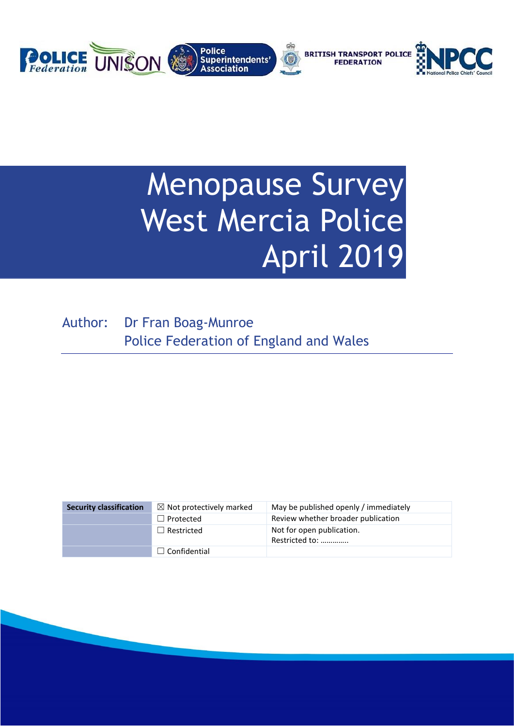# Menopause Survey West Mercia Police April 2019

Author: Dr Fran Boag-Munroe
Police Federation of England and Wales

| Security classification | ☒ Not protectively marked | May be published openly / immediately |
| --- | --- | --- |
| | ☐ Protected | Review whether broader publication |
| | ☐ Restricted | Not for open publication. Restricted to: ………….. |
| | ☐ Confidential | |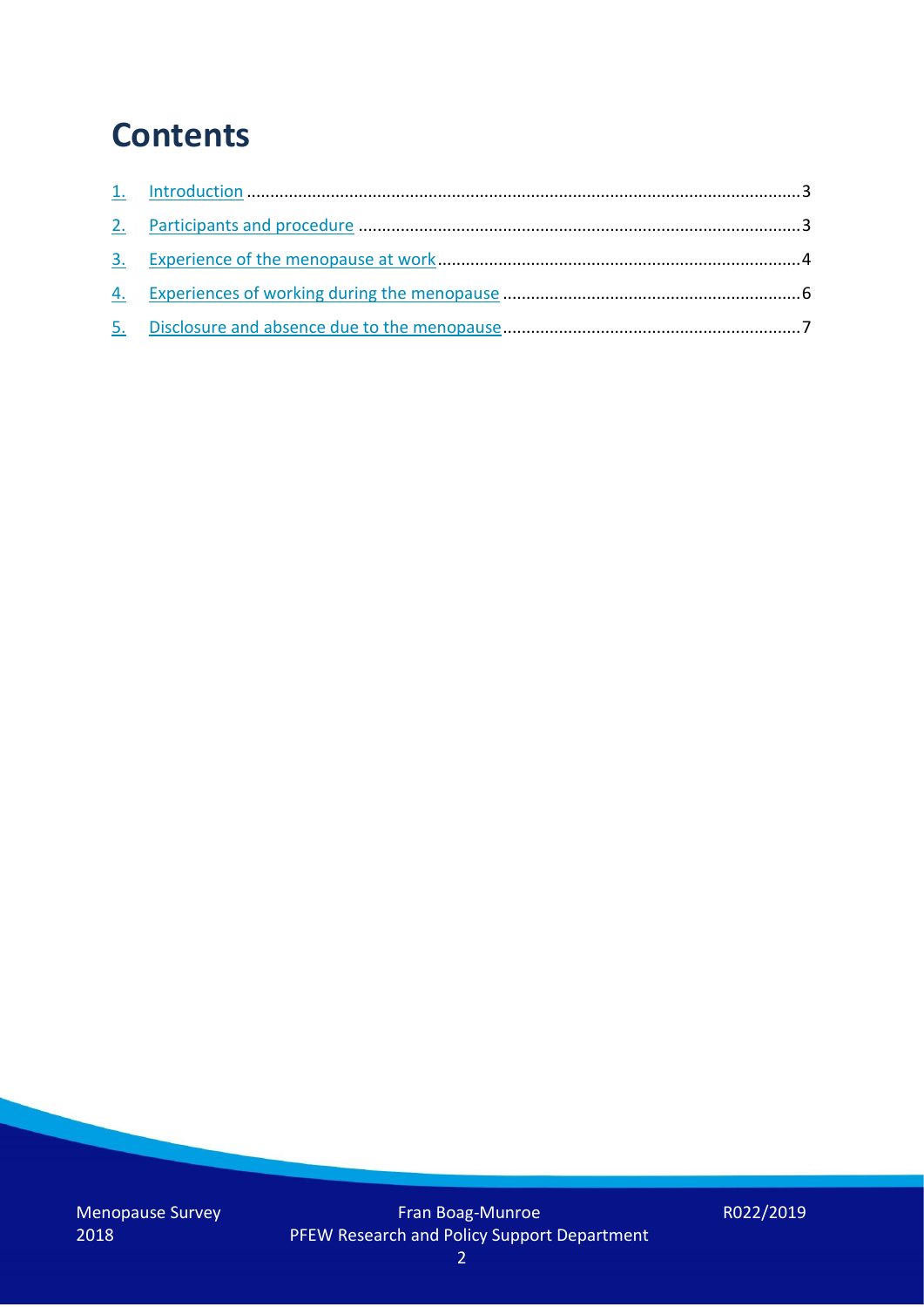# Contents

1. Introduction ........................................................................................................................3
2. Participants and procedure ...............................................................................................3
3. Experience of the menopause at work ..............................................................................4
4. Experiences of working during the menopause ................................................................6
5. Disclosure and absence due to the menopause ................................................................7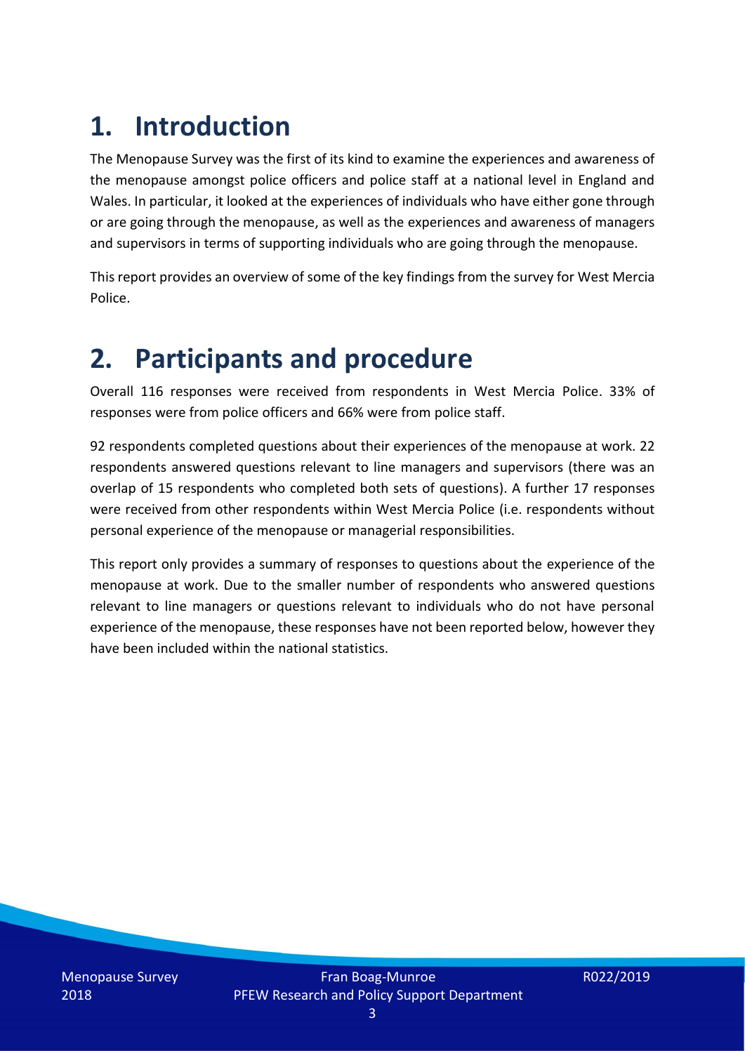# 1. Introduction

The Menopause Survey was the first of its kind to examine the experiences and awareness of the menopause amongst police officers and police staff at a national level in England and Wales. In particular, it looked at the experiences of individuals who have either gone through or are going through the menopause, as well as the experiences and awareness of managers and supervisors in terms of supporting individuals who are going through the menopause.

This report provides an overview of some of the key findings from the survey for West Mercia Police.

# 2. Participants and procedure

Overall 116 responses were received from respondents in West Mercia Police. 33% of responses were from police officers and 66% were from police staff.

92 respondents completed questions about their experiences of the menopause at work. 22 respondents answered questions relevant to line managers and supervisors (there was an overlap of 15 respondents who completed both sets of questions). A further 17 responses were received from other respondents within West Mercia Police (i.e. respondents without personal experience of the menopause or managerial responsibilities.

This report only provides a summary of responses to questions about the experience of the menopause at work. Due to the smaller number of respondents who answered questions relevant to line managers or questions relevant to individuals who do not have personal experience of the menopause, these responses have not been reported below, however they have been included within the national statistics.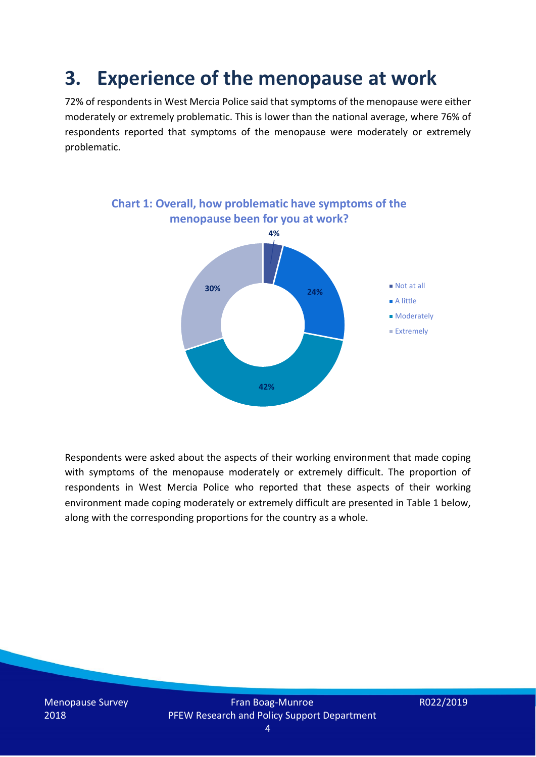# 3. Experience of the menopause at work

72% of respondents in West Mercia Police said that symptoms of the menopause were either moderately or extremely problematic. This is lower than the national average, where 76% of respondents reported that symptoms of the menopause were moderately or extremely problematic.

**Chart 1: Overall, how problematic have symptoms of the menopause been for you at work?**

| Response | Percentage |
|---|---|
| Not at all | 4% |
| A little | 24% |
| Moderately | 42% |
| Extremely | 30% |

Respondents were asked about the aspects of their working environment that made coping with symptoms of the menopause moderately or extremely difficult. The proportion of respondents in West Mercia Police who reported that these aspects of their working environment made coping moderately or extremely difficult are presented in Table 1 below, along with the corresponding proportions for the country as a whole.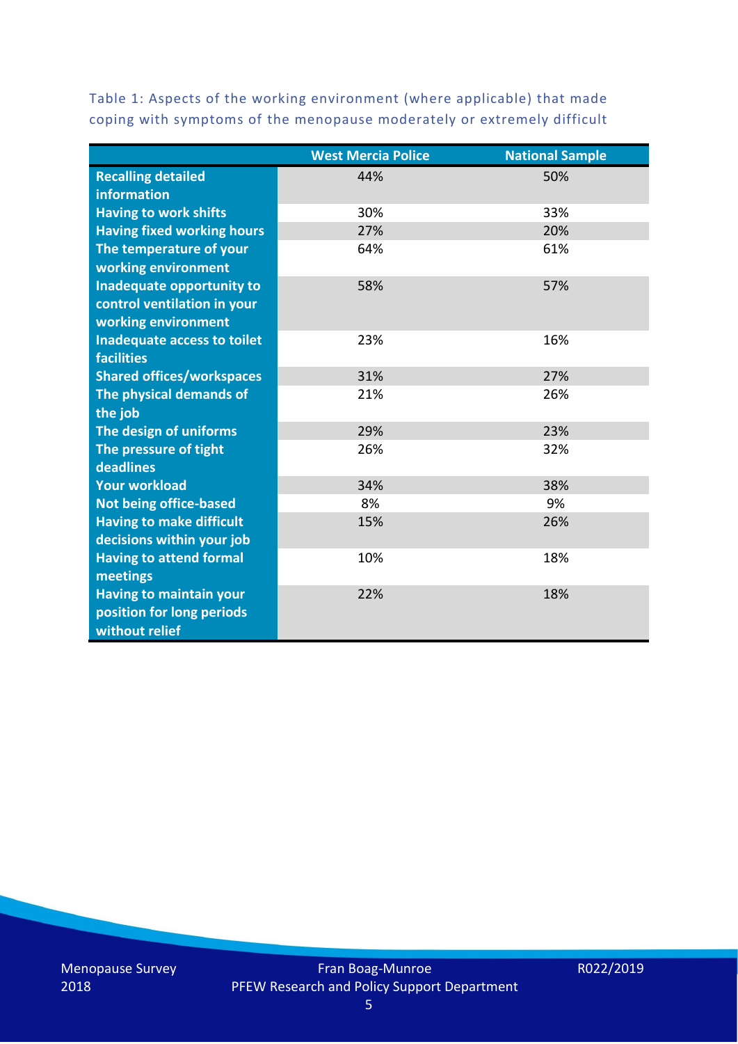Table 1: Aspects of the working environment (where applicable) that made coping with symptoms of the menopause moderately or extremely difficult

| | West Mercia Police | National Sample |
|---|---|---|
| Recalling detailed information | 44% | 50% |
| Having to work shifts | 30% | 33% |
| Having fixed working hours | 27% | 20% |
| The temperature of your working environment | 64% | 61% |
| Inadequate opportunity to control ventilation in your working environment | 58% | 57% |
| Inadequate access to toilet facilities | 23% | 16% |
| Shared offices/workspaces | 31% | 27% |
| The physical demands of the job | 21% | 26% |
| The design of uniforms | 29% | 23% |
| The pressure of tight deadlines | 26% | 32% |
| Your workload | 34% | 38% |
| Not being office-based | 8% | 9% |
| Having to make difficult decisions within your job | 15% | 26% |
| Having to attend formal meetings | 10% | 18% |
| Having to maintain your position for long periods without relief | 22% | 18% |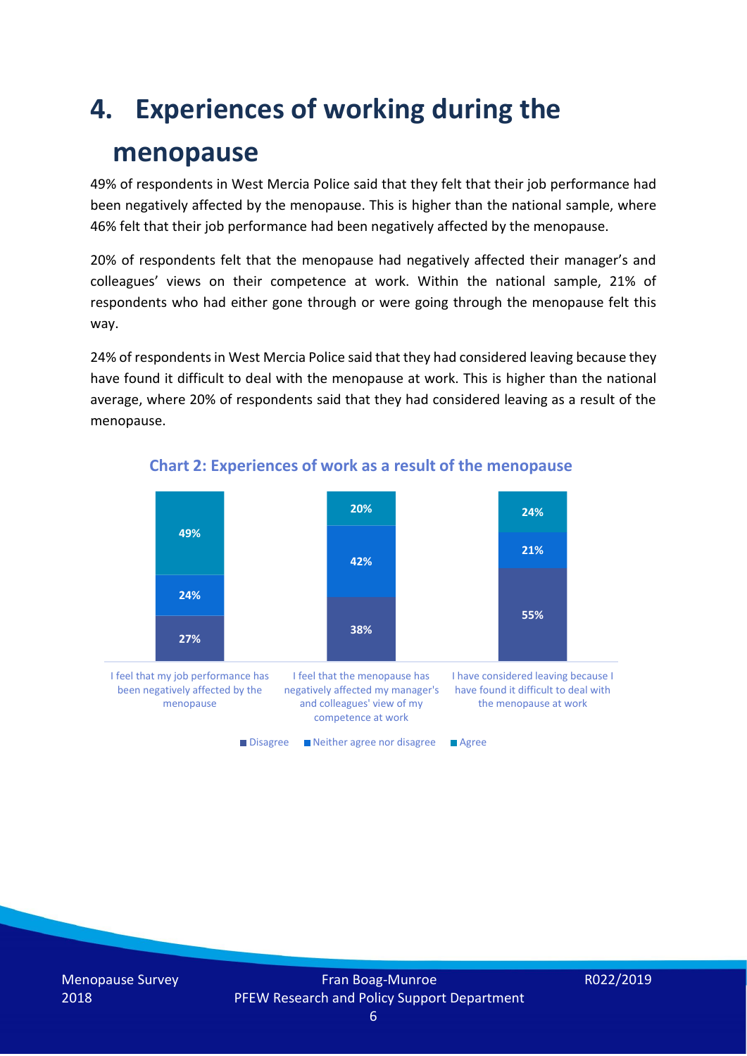# 4. Experiences of working during the menopause

49% of respondents in West Mercia Police said that they felt that their job performance had been negatively affected by the menopause. This is higher than the national sample, where 46% felt that their job performance had been negatively affected by the menopause.

20% of respondents felt that the menopause had negatively affected their manager's and colleagues' views on their competence at work. Within the national sample, 21% of respondents who had either gone through or were going through the menopause felt this way.

24% of respondents in West Mercia Police said that they had considered leaving because they have found it difficult to deal with the menopause at work. This is higher than the national average, where 20% of respondents said that they had considered leaving as a result of the menopause.

**Chart 2: Experiences of work as a result of the menopause**

| | Disagree | Neither agree nor disagree | Agree |
|---|---|---|---|
| I feel that my job performance has been negatively affected by the menopause | 27% | 24% | 49% |
| I feel that the menopause has negatively affected my manager's and colleagues' view of my competence at work | 38% | 42% | 20% |
| I have considered leaving because I have found it difficult to deal with the menopause at work | 55% | 21% | 24% |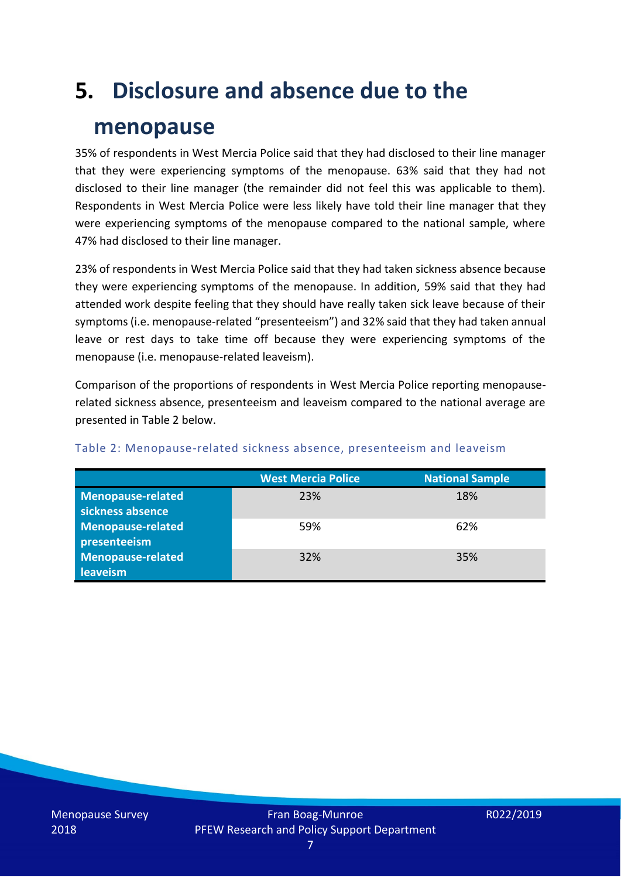# 5. Disclosure and absence due to the menopause

35% of respondents in West Mercia Police said that they had disclosed to their line manager that they were experiencing symptoms of the menopause. 63% said that they had not disclosed to their line manager (the remainder did not feel this was applicable to them). Respondents in West Mercia Police were less likely have told their line manager that they were experiencing symptoms of the menopause compared to the national sample, where 47% had disclosed to their line manager.

23% of respondents in West Mercia Police said that they had taken sickness absence because they were experiencing symptoms of the menopause. In addition, 59% said that they had attended work despite feeling that they should have really taken sick leave because of their symptoms (i.e. menopause-related "presenteeism") and 32% said that they had taken annual leave or rest days to take time off because they were experiencing symptoms of the menopause (i.e. menopause-related leaveism).

Comparison of the proportions of respondents in West Mercia Police reporting menopause-related sickness absence, presenteeism and leaveism compared to the national average are presented in Table 2 below.

Table 2: Menopause-related sickness absence, presenteeism and leaveism

| | West Mercia Police | National Sample |
|---|---|---|
| **Menopause-related sickness absence** | 23% | 18% |
| **Menopause-related presenteeism** | 59% | 62% |
| **Menopause-related leaveism** | 32% | 35% |